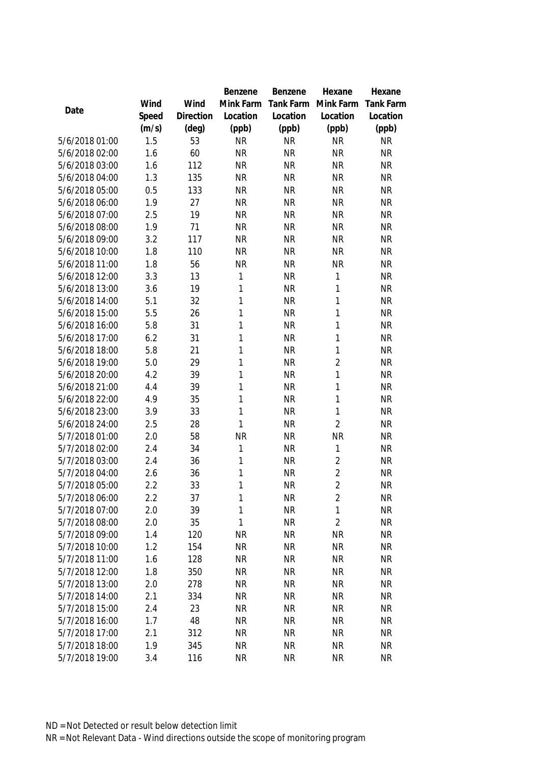| Date | Wind Speed (m/s) | Wind Direction (deg) | Benzene Mink Farm Location (ppb) | Benzene Tank Farm Location (ppb) | Hexane Mink Farm Location (ppb) | Hexane Tank Farm Location (ppb) |
|---|---|---|---|---|---|---|
| 5/6/2018 01:00 | 1.5 | 53 | NR | NR | NR | NR |
| 5/6/2018 02:00 | 1.6 | 60 | NR | NR | NR | NR |
| 5/6/2018 03:00 | 1.6 | 112 | NR | NR | NR | NR |
| 5/6/2018 04:00 | 1.3 | 135 | NR | NR | NR | NR |
| 5/6/2018 05:00 | 0.5 | 133 | NR | NR | NR | NR |
| 5/6/2018 06:00 | 1.9 | 27 | NR | NR | NR | NR |
| 5/6/2018 07:00 | 2.5 | 19 | NR | NR | NR | NR |
| 5/6/2018 08:00 | 1.9 | 71 | NR | NR | NR | NR |
| 5/6/2018 09:00 | 3.2 | 117 | NR | NR | NR | NR |
| 5/6/2018 10:00 | 1.8 | 110 | NR | NR | NR | NR |
| 5/6/2018 11:00 | 1.8 | 56 | NR | NR | NR | NR |
| 5/6/2018 12:00 | 3.3 | 13 | 1 | NR | 1 | NR |
| 5/6/2018 13:00 | 3.6 | 19 | 1 | NR | 1 | NR |
| 5/6/2018 14:00 | 5.1 | 32 | 1 | NR | 1 | NR |
| 5/6/2018 15:00 | 5.5 | 26 | 1 | NR | 1 | NR |
| 5/6/2018 16:00 | 5.8 | 31 | 1 | NR | 1 | NR |
| 5/6/2018 17:00 | 6.2 | 31 | 1 | NR | 1 | NR |
| 5/6/2018 18:00 | 5.8 | 21 | 1 | NR | 1 | NR |
| 5/6/2018 19:00 | 5.0 | 29 | 1 | NR | 2 | NR |
| 5/6/2018 20:00 | 4.2 | 39 | 1 | NR | 1 | NR |
| 5/6/2018 21:00 | 4.4 | 39 | 1 | NR | 1 | NR |
| 5/6/2018 22:00 | 4.9 | 35 | 1 | NR | 1 | NR |
| 5/6/2018 23:00 | 3.9 | 33 | 1 | NR | 1 | NR |
| 5/6/2018 24:00 | 2.5 | 28 | 1 | NR | 2 | NR |
| 5/7/2018 01:00 | 2.0 | 58 | NR | NR | NR | NR |
| 5/7/2018 02:00 | 2.4 | 34 | 1 | NR | 1 | NR |
| 5/7/2018 03:00 | 2.4 | 36 | 1 | NR | 2 | NR |
| 5/7/2018 04:00 | 2.6 | 36 | 1 | NR | 2 | NR |
| 5/7/2018 05:00 | 2.2 | 33 | 1 | NR | 2 | NR |
| 5/7/2018 06:00 | 2.2 | 37 | 1 | NR | 2 | NR |
| 5/7/2018 07:00 | 2.0 | 39 | 1 | NR | 1 | NR |
| 5/7/2018 08:00 | 2.0 | 35 | 1 | NR | 2 | NR |
| 5/7/2018 09:00 | 1.4 | 120 | NR | NR | NR | NR |
| 5/7/2018 10:00 | 1.2 | 154 | NR | NR | NR | NR |
| 5/7/2018 11:00 | 1.6 | 128 | NR | NR | NR | NR |
| 5/7/2018 12:00 | 1.8 | 350 | NR | NR | NR | NR |
| 5/7/2018 13:00 | 2.0 | 278 | NR | NR | NR | NR |
| 5/7/2018 14:00 | 2.1 | 334 | NR | NR | NR | NR |
| 5/7/2018 15:00 | 2.4 | 23 | NR | NR | NR | NR |
| 5/7/2018 16:00 | 1.7 | 48 | NR | NR | NR | NR |
| 5/7/2018 17:00 | 2.1 | 312 | NR | NR | NR | NR |
| 5/7/2018 18:00 | 1.9 | 345 | NR | NR | NR | NR |
| 5/7/2018 19:00 | 3.4 | 116 | NR | NR | NR | NR |

ND = Not Detected or result below detection limit
NR = Not Relevant Data - Wind directions outside the scope of monitoring program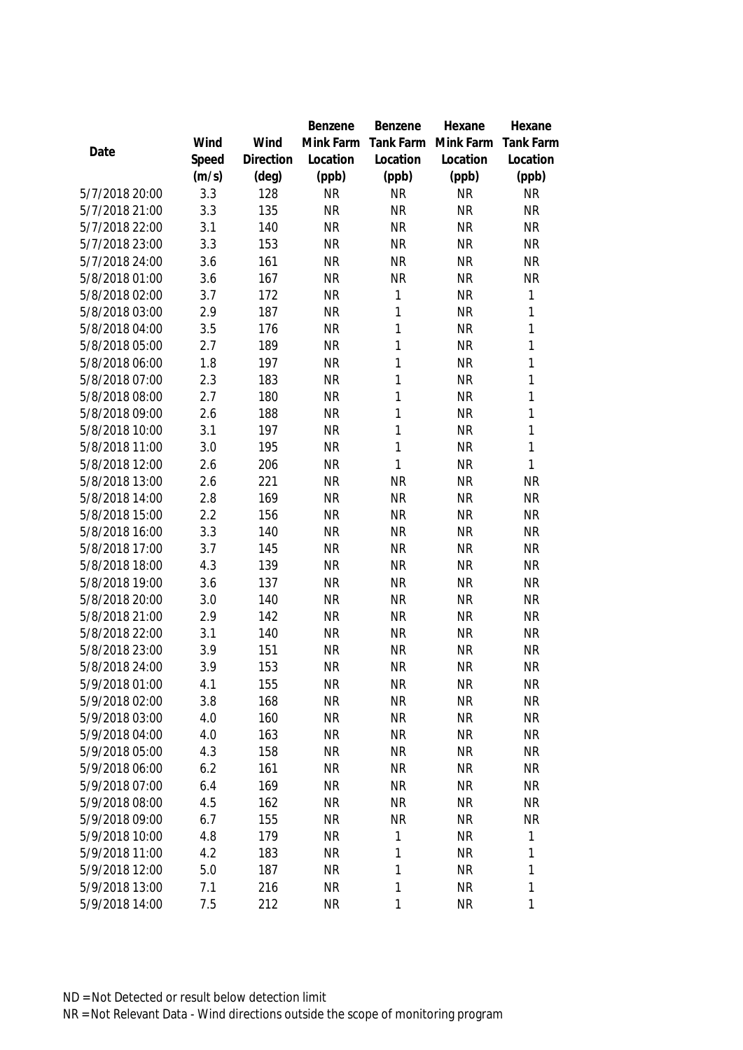| Date | Wind Speed (m/s) | Wind Direction (deg) | Benzene Mink Farm Location (ppb) | Benzene Tank Farm Location (ppb) | Hexane Mink Farm Location (ppb) | Hexane Tank Farm Location (ppb) |
|---|---|---|---|---|---|---|
| 5/7/2018 20:00 | 3.3 | 128 | NR | NR | NR | NR |
| 5/7/2018 21:00 | 3.3 | 135 | NR | NR | NR | NR |
| 5/7/2018 22:00 | 3.1 | 140 | NR | NR | NR | NR |
| 5/7/2018 23:00 | 3.3 | 153 | NR | NR | NR | NR |
| 5/7/2018 24:00 | 3.6 | 161 | NR | NR | NR | NR |
| 5/8/2018 01:00 | 3.6 | 167 | NR | NR | NR | NR |
| 5/8/2018 02:00 | 3.7 | 172 | NR | 1 | NR | 1 |
| 5/8/2018 03:00 | 2.9 | 187 | NR | 1 | NR | 1 |
| 5/8/2018 04:00 | 3.5 | 176 | NR | 1 | NR | 1 |
| 5/8/2018 05:00 | 2.7 | 189 | NR | 1 | NR | 1 |
| 5/8/2018 06:00 | 1.8 | 197 | NR | 1 | NR | 1 |
| 5/8/2018 07:00 | 2.3 | 183 | NR | 1 | NR | 1 |
| 5/8/2018 08:00 | 2.7 | 180 | NR | 1 | NR | 1 |
| 5/8/2018 09:00 | 2.6 | 188 | NR | 1 | NR | 1 |
| 5/8/2018 10:00 | 3.1 | 197 | NR | 1 | NR | 1 |
| 5/8/2018 11:00 | 3.0 | 195 | NR | 1 | NR | 1 |
| 5/8/2018 12:00 | 2.6 | 206 | NR | 1 | NR | 1 |
| 5/8/2018 13:00 | 2.6 | 221 | NR | NR | NR | NR |
| 5/8/2018 14:00 | 2.8 | 169 | NR | NR | NR | NR |
| 5/8/2018 15:00 | 2.2 | 156 | NR | NR | NR | NR |
| 5/8/2018 16:00 | 3.3 | 140 | NR | NR | NR | NR |
| 5/8/2018 17:00 | 3.7 | 145 | NR | NR | NR | NR |
| 5/8/2018 18:00 | 4.3 | 139 | NR | NR | NR | NR |
| 5/8/2018 19:00 | 3.6 | 137 | NR | NR | NR | NR |
| 5/8/2018 20:00 | 3.0 | 140 | NR | NR | NR | NR |
| 5/8/2018 21:00 | 2.9 | 142 | NR | NR | NR | NR |
| 5/8/2018 22:00 | 3.1 | 140 | NR | NR | NR | NR |
| 5/8/2018 23:00 | 3.9 | 151 | NR | NR | NR | NR |
| 5/8/2018 24:00 | 3.9 | 153 | NR | NR | NR | NR |
| 5/9/2018 01:00 | 4.1 | 155 | NR | NR | NR | NR |
| 5/9/2018 02:00 | 3.8 | 168 | NR | NR | NR | NR |
| 5/9/2018 03:00 | 4.0 | 160 | NR | NR | NR | NR |
| 5/9/2018 04:00 | 4.0 | 163 | NR | NR | NR | NR |
| 5/9/2018 05:00 | 4.3 | 158 | NR | NR | NR | NR |
| 5/9/2018 06:00 | 6.2 | 161 | NR | NR | NR | NR |
| 5/9/2018 07:00 | 6.4 | 169 | NR | NR | NR | NR |
| 5/9/2018 08:00 | 4.5 | 162 | NR | NR | NR | NR |
| 5/9/2018 09:00 | 6.7 | 155 | NR | NR | NR | NR |
| 5/9/2018 10:00 | 4.8 | 179 | NR | 1 | NR | 1 |
| 5/9/2018 11:00 | 4.2 | 183 | NR | 1 | NR | 1 |
| 5/9/2018 12:00 | 5.0 | 187 | NR | 1 | NR | 1 |
| 5/9/2018 13:00 | 7.1 | 216 | NR | 1 | NR | 1 |
| 5/9/2018 14:00 | 7.5 | 212 | NR | 1 | NR | 1 |

ND = Not Detected or result below detection limit

NR = Not Relevant Data - Wind directions outside the scope of monitoring program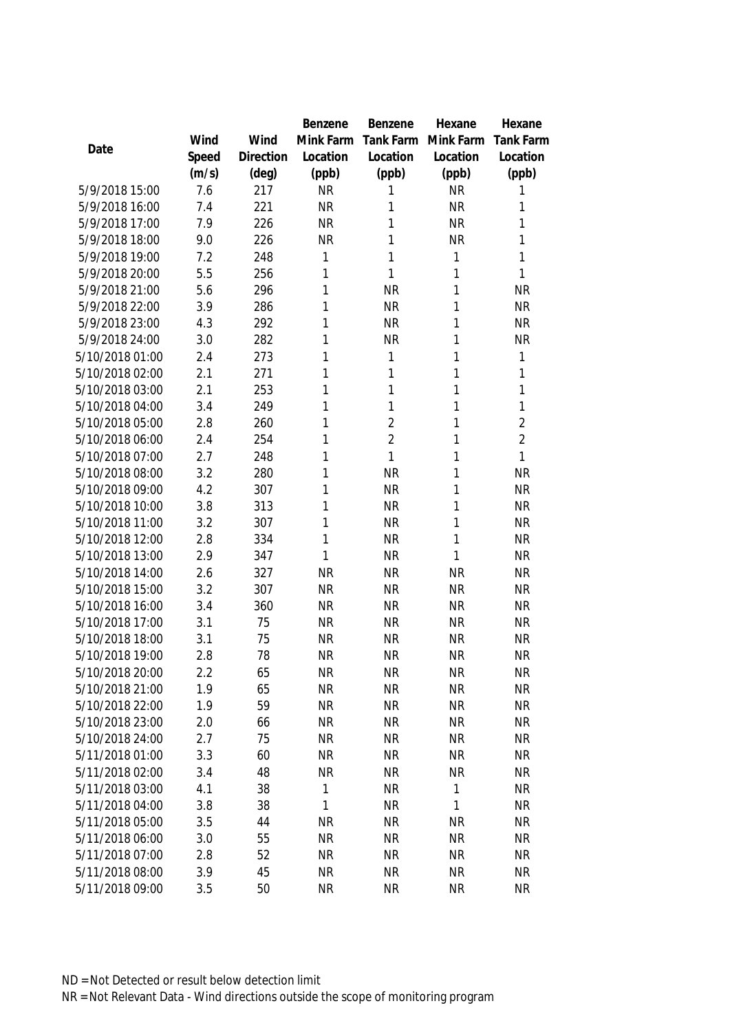| Date | Wind Speed (m/s) | Wind Direction (deg) | Benzene Mink Farm Location (ppb) | Benzene Tank Farm Location (ppb) | Hexane Mink Farm Location (ppb) | Hexane Tank Farm Location (ppb) |
|---|---|---|---|---|---|---|
| 5/9/2018 15:00 | 7.6 | 217 | NR | 1 | NR | 1 |
| 5/9/2018 16:00 | 7.4 | 221 | NR | 1 | NR | 1 |
| 5/9/2018 17:00 | 7.9 | 226 | NR | 1 | NR | 1 |
| 5/9/2018 18:00 | 9.0 | 226 | NR | 1 | NR | 1 |
| 5/9/2018 19:00 | 7.2 | 248 | 1 | 1 | 1 | 1 |
| 5/9/2018 20:00 | 5.5 | 256 | 1 | 1 | 1 | 1 |
| 5/9/2018 21:00 | 5.6 | 296 | 1 | NR | 1 | NR |
| 5/9/2018 22:00 | 3.9 | 286 | 1 | NR | 1 | NR |
| 5/9/2018 23:00 | 4.3 | 292 | 1 | NR | 1 | NR |
| 5/9/2018 24:00 | 3.0 | 282 | 1 | NR | 1 | NR |
| 5/10/2018 01:00 | 2.4 | 273 | 1 | 1 | 1 | 1 |
| 5/10/2018 02:00 | 2.1 | 271 | 1 | 1 | 1 | 1 |
| 5/10/2018 03:00 | 2.1 | 253 | 1 | 1 | 1 | 1 |
| 5/10/2018 04:00 | 3.4 | 249 | 1 | 1 | 1 | 1 |
| 5/10/2018 05:00 | 2.8 | 260 | 1 | 2 | 1 | 2 |
| 5/10/2018 06:00 | 2.4 | 254 | 1 | 2 | 1 | 2 |
| 5/10/2018 07:00 | 2.7 | 248 | 1 | 1 | 1 | 1 |
| 5/10/2018 08:00 | 3.2 | 280 | 1 | NR | 1 | NR |
| 5/10/2018 09:00 | 4.2 | 307 | 1 | NR | 1 | NR |
| 5/10/2018 10:00 | 3.8 | 313 | 1 | NR | 1 | NR |
| 5/10/2018 11:00 | 3.2 | 307 | 1 | NR | 1 | NR |
| 5/10/2018 12:00 | 2.8 | 334 | 1 | NR | 1 | NR |
| 5/10/2018 13:00 | 2.9 | 347 | 1 | NR | 1 | NR |
| 5/10/2018 14:00 | 2.6 | 327 | NR | NR | NR | NR |
| 5/10/2018 15:00 | 3.2 | 307 | NR | NR | NR | NR |
| 5/10/2018 16:00 | 3.4 | 360 | NR | NR | NR | NR |
| 5/10/2018 17:00 | 3.1 | 75 | NR | NR | NR | NR |
| 5/10/2018 18:00 | 3.1 | 75 | NR | NR | NR | NR |
| 5/10/2018 19:00 | 2.8 | 78 | NR | NR | NR | NR |
| 5/10/2018 20:00 | 2.2 | 65 | NR | NR | NR | NR |
| 5/10/2018 21:00 | 1.9 | 65 | NR | NR | NR | NR |
| 5/10/2018 22:00 | 1.9 | 59 | NR | NR | NR | NR |
| 5/10/2018 23:00 | 2.0 | 66 | NR | NR | NR | NR |
| 5/10/2018 24:00 | 2.7 | 75 | NR | NR | NR | NR |
| 5/11/2018 01:00 | 3.3 | 60 | NR | NR | NR | NR |
| 5/11/2018 02:00 | 3.4 | 48 | NR | NR | NR | NR |
| 5/11/2018 03:00 | 4.1 | 38 | 1 | NR | 1 | NR |
| 5/11/2018 04:00 | 3.8 | 38 | 1 | NR | 1 | NR |
| 5/11/2018 05:00 | 3.5 | 44 | NR | NR | NR | NR |
| 5/11/2018 06:00 | 3.0 | 55 | NR | NR | NR | NR |
| 5/11/2018 07:00 | 2.8 | 52 | NR | NR | NR | NR |
| 5/11/2018 08:00 | 3.9 | 45 | NR | NR | NR | NR |
| 5/11/2018 09:00 | 3.5 | 50 | NR | NR | NR | NR |

ND = Not Detected or result below detection limit

NR = Not Relevant Data - Wind directions outside the scope of monitoring program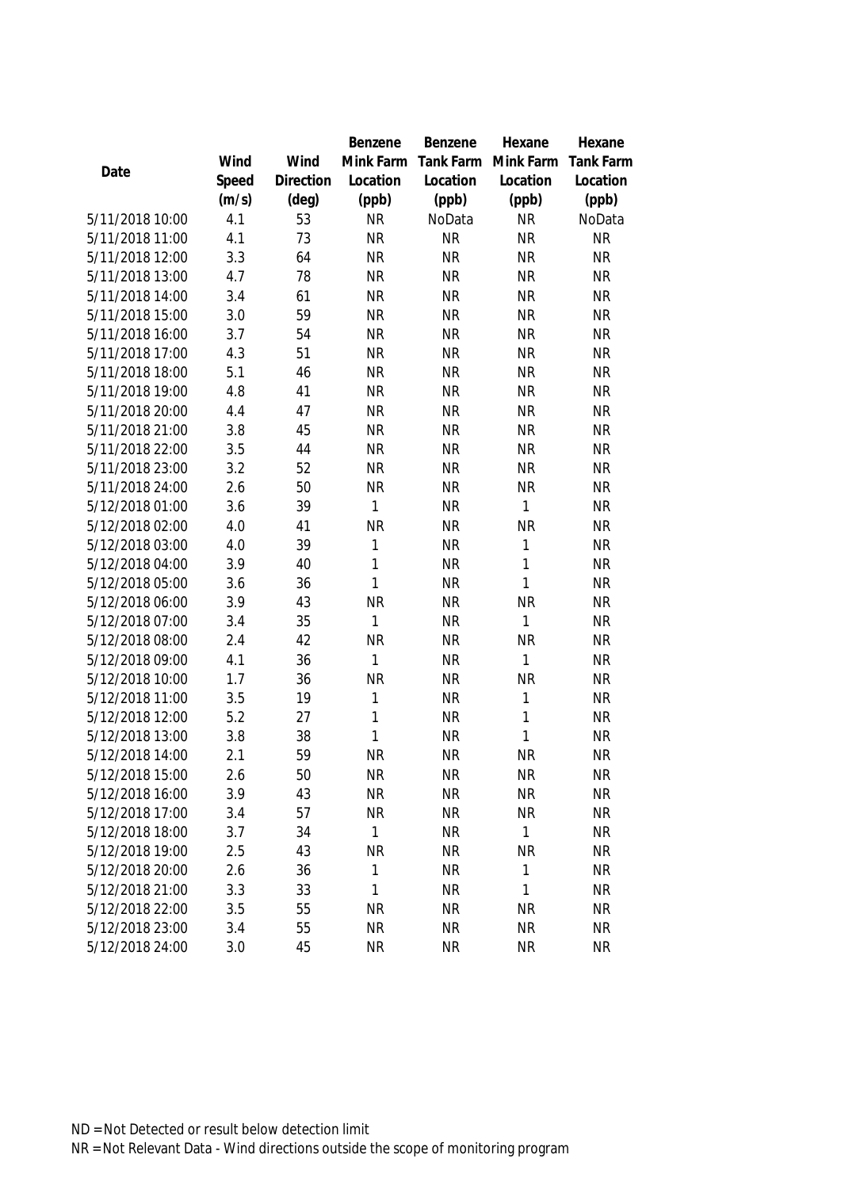| Date | Wind Speed (m/s) | Wind Direction (deg) | Benzene Mink Farm Location (ppb) | Benzene Tank Farm Location (ppb) | Hexane Mink Farm Location (ppb) | Hexane Tank Farm Location (ppb) |
|---|---|---|---|---|---|---|
| 5/11/2018 10:00 | 4.1 | 53 | NR | NoData | NR | NoData |
| 5/11/2018 11:00 | 4.1 | 73 | NR | NR | NR | NR |
| 5/11/2018 12:00 | 3.3 | 64 | NR | NR | NR | NR |
| 5/11/2018 13:00 | 4.7 | 78 | NR | NR | NR | NR |
| 5/11/2018 14:00 | 3.4 | 61 | NR | NR | NR | NR |
| 5/11/2018 15:00 | 3.0 | 59 | NR | NR | NR | NR |
| 5/11/2018 16:00 | 3.7 | 54 | NR | NR | NR | NR |
| 5/11/2018 17:00 | 4.3 | 51 | NR | NR | NR | NR |
| 5/11/2018 18:00 | 5.1 | 46 | NR | NR | NR | NR |
| 5/11/2018 19:00 | 4.8 | 41 | NR | NR | NR | NR |
| 5/11/2018 20:00 | 4.4 | 47 | NR | NR | NR | NR |
| 5/11/2018 21:00 | 3.8 | 45 | NR | NR | NR | NR |
| 5/11/2018 22:00 | 3.5 | 44 | NR | NR | NR | NR |
| 5/11/2018 23:00 | 3.2 | 52 | NR | NR | NR | NR |
| 5/11/2018 24:00 | 2.6 | 50 | NR | NR | NR | NR |
| 5/12/2018 01:00 | 3.6 | 39 | 1 | NR | 1 | NR |
| 5/12/2018 02:00 | 4.0 | 41 | NR | NR | NR | NR |
| 5/12/2018 03:00 | 4.0 | 39 | 1 | NR | 1 | NR |
| 5/12/2018 04:00 | 3.9 | 40 | 1 | NR | 1 | NR |
| 5/12/2018 05:00 | 3.6 | 36 | 1 | NR | 1 | NR |
| 5/12/2018 06:00 | 3.9 | 43 | NR | NR | NR | NR |
| 5/12/2018 07:00 | 3.4 | 35 | 1 | NR | 1 | NR |
| 5/12/2018 08:00 | 2.4 | 42 | NR | NR | NR | NR |
| 5/12/2018 09:00 | 4.1 | 36 | 1 | NR | 1 | NR |
| 5/12/2018 10:00 | 1.7 | 36 | NR | NR | NR | NR |
| 5/12/2018 11:00 | 3.5 | 19 | 1 | NR | 1 | NR |
| 5/12/2018 12:00 | 5.2 | 27 | 1 | NR | 1 | NR |
| 5/12/2018 13:00 | 3.8 | 38 | 1 | NR | 1 | NR |
| 5/12/2018 14:00 | 2.1 | 59 | NR | NR | NR | NR |
| 5/12/2018 15:00 | 2.6 | 50 | NR | NR | NR | NR |
| 5/12/2018 16:00 | 3.9 | 43 | NR | NR | NR | NR |
| 5/12/2018 17:00 | 3.4 | 57 | NR | NR | NR | NR |
| 5/12/2018 18:00 | 3.7 | 34 | 1 | NR | 1 | NR |
| 5/12/2018 19:00 | 2.5 | 43 | NR | NR | NR | NR |
| 5/12/2018 20:00 | 2.6 | 36 | 1 | NR | 1 | NR |
| 5/12/2018 21:00 | 3.3 | 33 | 1 | NR | 1 | NR |
| 5/12/2018 22:00 | 3.5 | 55 | NR | NR | NR | NR |
| 5/12/2018 23:00 | 3.4 | 55 | NR | NR | NR | NR |
| 5/12/2018 24:00 | 3.0 | 45 | NR | NR | NR | NR |

ND = Not Detected or result below detection limit
NR = Not Relevant Data - Wind directions outside the scope of monitoring program